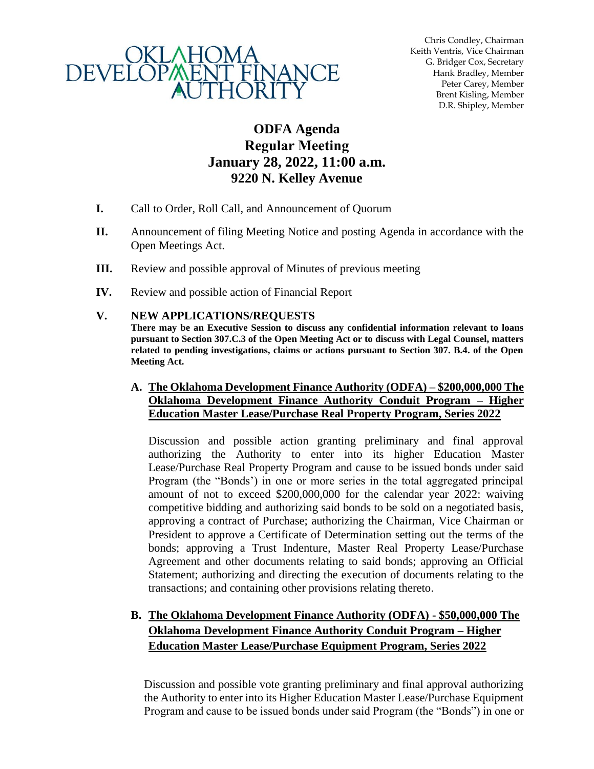OKLAHOMA DEVELOPMENT FINANCE AUTHORITY

Chris Condley, Chairman
Keith Ventris, Vice Chairman
G. Bridger Cox, Secretary
Hank Bradley, Member
Peter Carey, Member
Brent Kisling, Member
D.R. Shipley, Member

# ODFA Agenda
# Regular Meeting
# January 28, 2022, 11:00 a.m.
# 9220 N. Kelley Avenue

**I.** Call to Order, Roll Call, and Announcement of Quorum

**II.** Announcement of filing Meeting Notice and posting Agenda in accordance with the Open Meetings Act.

**III.** Review and possible approval of Minutes of previous meeting

**IV.** Review and possible action of Financial Report

**V. NEW APPLICATIONS/REQUESTS**

**There may be an Executive Session to discuss any confidential information relevant to loans pursuant to Section 307.C.3 of the Open Meeting Act or to discuss with Legal Counsel, matters related to pending investigations, claims or actions pursuant to Section 307. B.4. of the Open Meeting Act.**

**A. <u>The Oklahoma Development Finance Authority (ODFA) – $200,000,000 The Oklahoma Development Finance Authority Conduit Program – Higher Education Master Lease/Purchase Real Property Program, Series 2022</u>**

Discussion and possible action granting preliminary and final approval authorizing the Authority to enter into its higher Education Master Lease/Purchase Real Property Program and cause to be issued bonds under said Program (the "Bonds') in one or more series in the total aggregated principal amount of not to exceed $200,000,000 for the calendar year 2022: waiving competitive bidding and authorizing said bonds to be sold on a negotiated basis, approving a contract of Purchase; authorizing the Chairman, Vice Chairman or President to approve a Certificate of Determination setting out the terms of the bonds; approving a Trust Indenture, Master Real Property Lease/Purchase Agreement and other documents relating to said bonds; approving an Official Statement; authorizing and directing the execution of documents relating to the transactions; and containing other provisions relating thereto.

**B. <u>The Oklahoma Development Finance Authority (ODFA) - $50,000,000 The Oklahoma Development Finance Authority Conduit Program – Higher Education Master Lease/Purchase Equipment Program, Series 2022</u>**

Discussion and possible vote granting preliminary and final approval authorizing the Authority to enter into its Higher Education Master Lease/Purchase Equipment Program and cause to be issued bonds under said Program (the "Bonds") in one or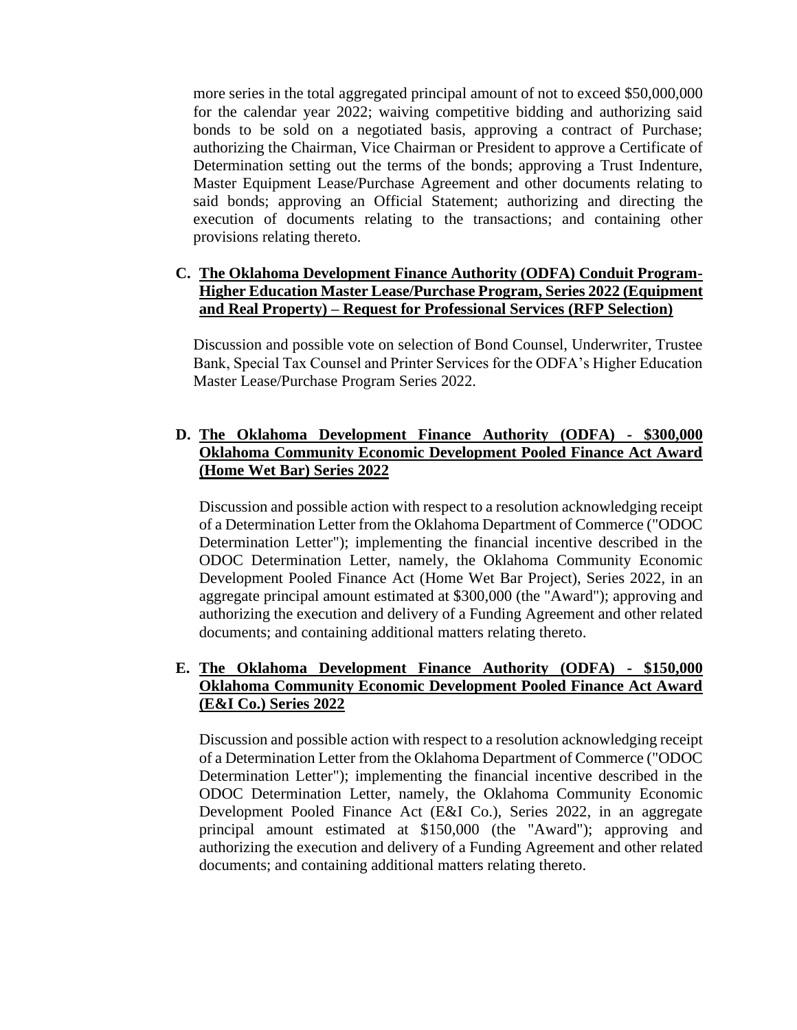more series in the total aggregated principal amount of not to exceed $50,000,000 for the calendar year 2022; waiving competitive bidding and authorizing said bonds to be sold on a negotiated basis, approving a contract of Purchase; authorizing the Chairman, Vice Chairman or President to approve a Certificate of Determination setting out the terms of the bonds; approving a Trust Indenture, Master Equipment Lease/Purchase Agreement and other documents relating to said bonds; approving an Official Statement; authorizing and directing the execution of documents relating to the transactions; and containing other provisions relating thereto.

**C. <u>The Oklahoma Development Finance Authority (ODFA) Conduit Program-Higher Education Master Lease/Purchase Program, Series 2022 (Equipment and Real Property) – Request for Professional Services (RFP Selection)</u>**

Discussion and possible vote on selection of Bond Counsel, Underwriter, Trustee Bank, Special Tax Counsel and Printer Services for the ODFA's Higher Education Master Lease/Purchase Program Series 2022.

**D. <u>The Oklahoma Development Finance Authority (ODFA) - $300,000 Oklahoma Community Economic Development Pooled Finance Act Award (Home Wet Bar) Series 2022</u>**

Discussion and possible action with respect to a resolution acknowledging receipt of a Determination Letter from the Oklahoma Department of Commerce ("ODOC Determination Letter"); implementing the financial incentive described in the ODOC Determination Letter, namely, the Oklahoma Community Economic Development Pooled Finance Act (Home Wet Bar Project), Series 2022, in an aggregate principal amount estimated at $300,000 (the "Award"); approving and authorizing the execution and delivery of a Funding Agreement and other related documents; and containing additional matters relating thereto.

**E. <u>The Oklahoma Development Finance Authority (ODFA) - $150,000 Oklahoma Community Economic Development Pooled Finance Act Award (E&I Co.) Series 2022</u>**

Discussion and possible action with respect to a resolution acknowledging receipt of a Determination Letter from the Oklahoma Department of Commerce ("ODOC Determination Letter"); implementing the financial incentive described in the ODOC Determination Letter, namely, the Oklahoma Community Economic Development Pooled Finance Act (E&I Co.), Series 2022, in an aggregate principal amount estimated at $150,000 (the "Award"); approving and authorizing the execution and delivery of a Funding Agreement and other related documents; and containing additional matters relating thereto.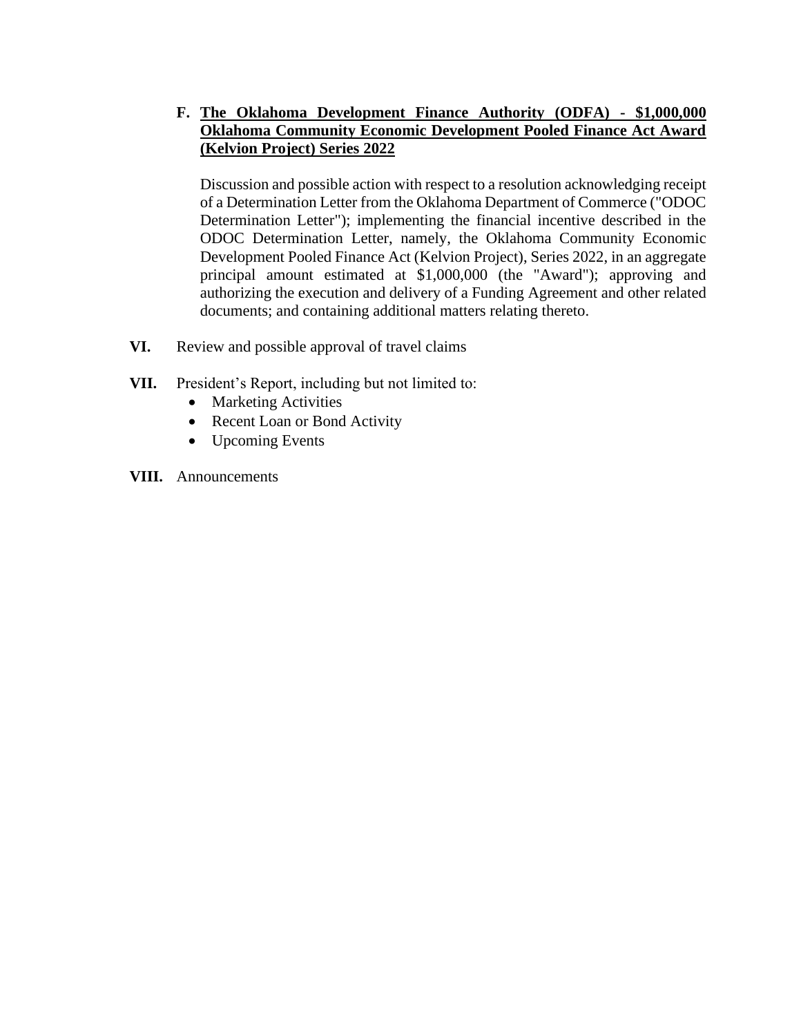**F. <u>The Oklahoma Development Finance Authority (ODFA) - $1,000,000 Oklahoma Community Economic Development Pooled Finance Act Award (Kelvion Project) Series 2022</u>**

Discussion and possible action with respect to a resolution acknowledging receipt of a Determination Letter from the Oklahoma Department of Commerce ("ODOC Determination Letter"); implementing the financial incentive described in the ODOC Determination Letter, namely, the Oklahoma Community Economic Development Pooled Finance Act (Kelvion Project), Series 2022, in an aggregate principal amount estimated at $1,000,000 (the "Award"); approving and authorizing the execution and delivery of a Funding Agreement and other related documents; and containing additional matters relating thereto.

**VI.** Review and possible approval of travel claims

**VII.** President's Report, including but not limited to:

- Marketing Activities
- Recent Loan or Bond Activity
- Upcoming Events

**VIII.** Announcements